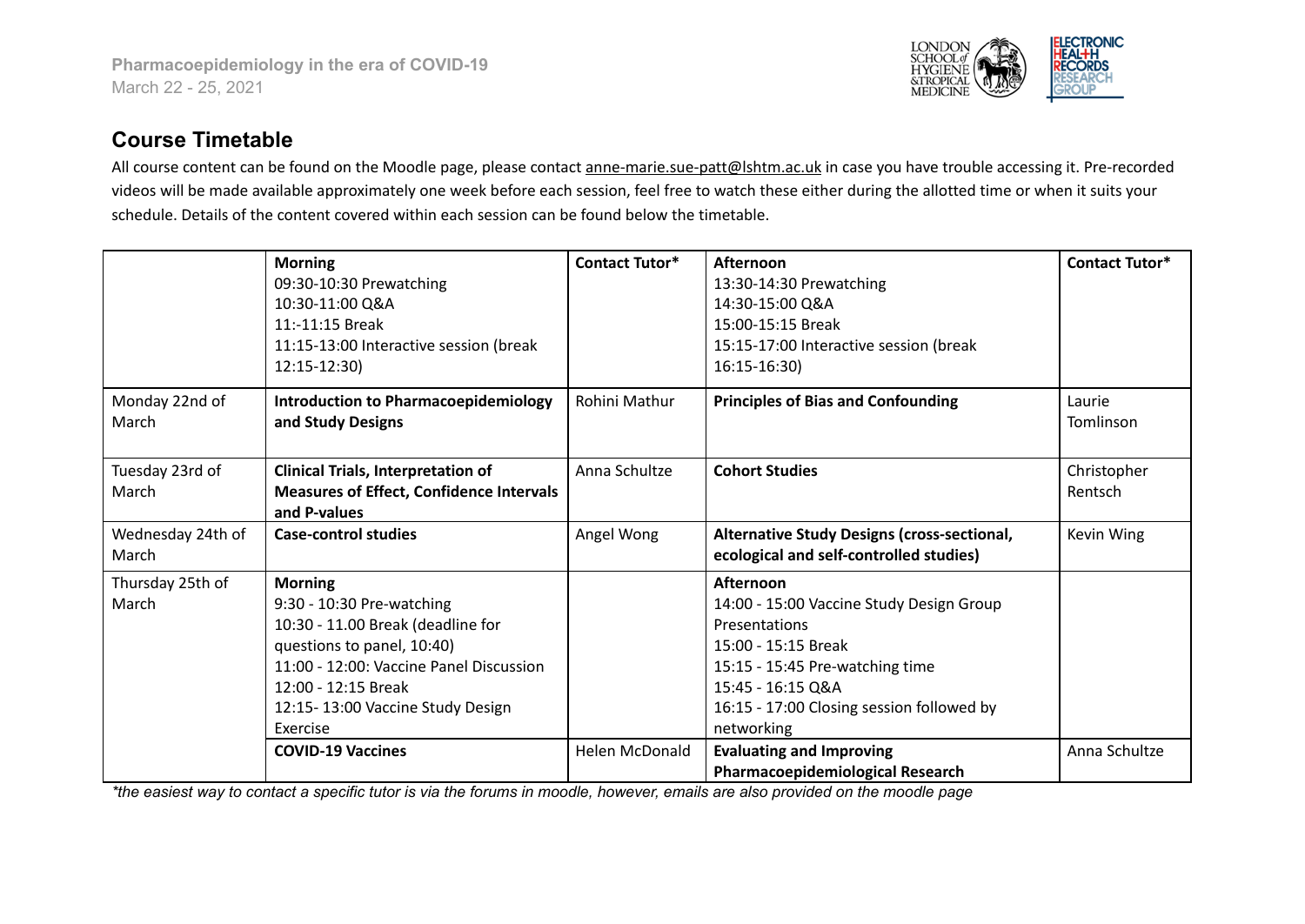**Pharmacoepidemiology in the era of COVID-19**
March 22 - 25, 2021

## Course Timetable

All course content can be found on the Moodle page, please contact anne-marie.sue-patt@lshtm.ac.uk in case you have trouble accessing it. Pre-recorded videos will be made available approximately one week before each session, feel free to watch these either during the allotted time or when it suits your schedule. Details of the content covered within each session can be found below the timetable.

| | **Morning**<br>09:30-10:30 Prewatching<br>10:30-11:00 Q&A<br>11:-11:15 Break<br>11:15-13:00 Interactive session (break 12:15-12:30) | **Contact Tutor*** | **Afternoon**<br>13:30-14:30 Prewatching<br>14:30-15:00 Q&A<br>15:00-15:15 Break<br>15:15-17:00 Interactive session (break 16:15-16:30) | **Contact Tutor*** |
|---|---|---|---|---|
| Monday 22nd of March | **Introduction to Pharmacoepidemiology and Study Designs** | Rohini Mathur | **Principles of Bias and Confounding** | Laurie Tomlinson |
| Tuesday 23rd of March | **Clinical Trials, Interpretation of Measures of Effect, Confidence Intervals and P-values** | Anna Schultze | **Cohort Studies** | Christopher Rentsch |
| Wednesday 24th of March | **Case-control studies** | Angel Wong | **Alternative Study Designs (cross-sectional, ecological and self-controlled studies)** | Kevin Wing |
| Thursday 25th of March | **Morning**<br>9:30 - 10:30 Pre-watching<br>10:30 - 11.00 Break (deadline for questions to panel, 10:40)<br>11:00 - 12:00: Vaccine Panel Discussion<br>12:00 - 12:15 Break<br>12:15- 13:00 Vaccine Study Design Exercise | | **Afternoon**<br>14:00 - 15:00 Vaccine Study Design Group Presentations<br>15:00 - 15:15 Break<br>15:15 - 15:45 Pre-watching time<br>15:45 - 16:15 Q&A<br>16:15 - 17:00 Closing session followed by networking | |
| | **COVID-19 Vaccines** | Helen McDonald | **Evaluating and Improving Pharmacoepidemiological Research** | Anna Schultze |

*\*the easiest way to contact a specific tutor is via the forums in moodle, however, emails are also provided on the moodle page*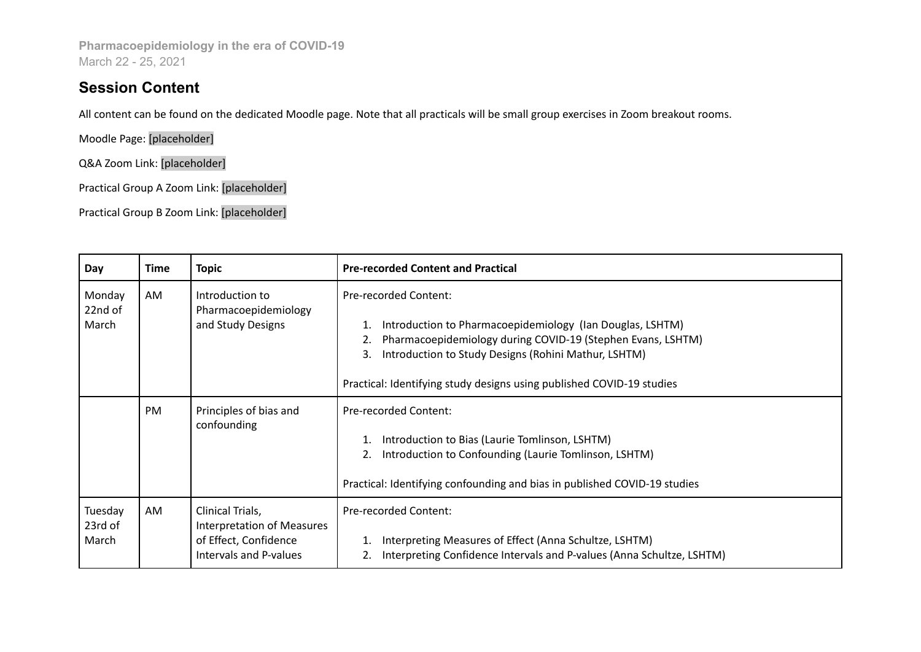**Pharmacoepidemiology in the era of COVID-19**
March 22 - 25, 2021

## Session Content

All content can be found on the dedicated Moodle page. Note that all practicals will be small group exercises in Zoom breakout rooms.

Moodle Page: [placeholder]

Q&A Zoom Link: [placeholder]

Practical Group A Zoom Link: [placeholder]

Practical Group B Zoom Link: [placeholder]

| Day | Time | Topic | Pre-recorded Content and Practical |
|---|---|---|---|
| Monday 22nd of March | AM | Introduction to Pharmacoepidemiology and Study Designs | Pre-recorded Content:<br><br>1. Introduction to Pharmacoepidemiology (Ian Douglas, LSHTM)<br>2. Pharmacoepidemiology during COVID-19 (Stephen Evans, LSHTM)<br>3. Introduction to Study Designs (Rohini Mathur, LSHTM)<br><br>Practical: Identifying study designs using published COVID-19 studies |
| | PM | Principles of bias and confounding | Pre-recorded Content:<br><br>1. Introduction to Bias (Laurie Tomlinson, LSHTM)<br>2. Introduction to Confounding (Laurie Tomlinson, LSHTM)<br><br>Practical: Identifying confounding and bias in published COVID-19 studies |
| Tuesday 23rd of March | AM | Clinical Trials, Interpretation of Measures of Effect, Confidence Intervals and P-values | Pre-recorded Content:<br><br>1. Interpreting Measures of Effect (Anna Schultze, LSHTM)<br>2. Interpreting Confidence Intervals and P-values (Anna Schultze, LSHTM) |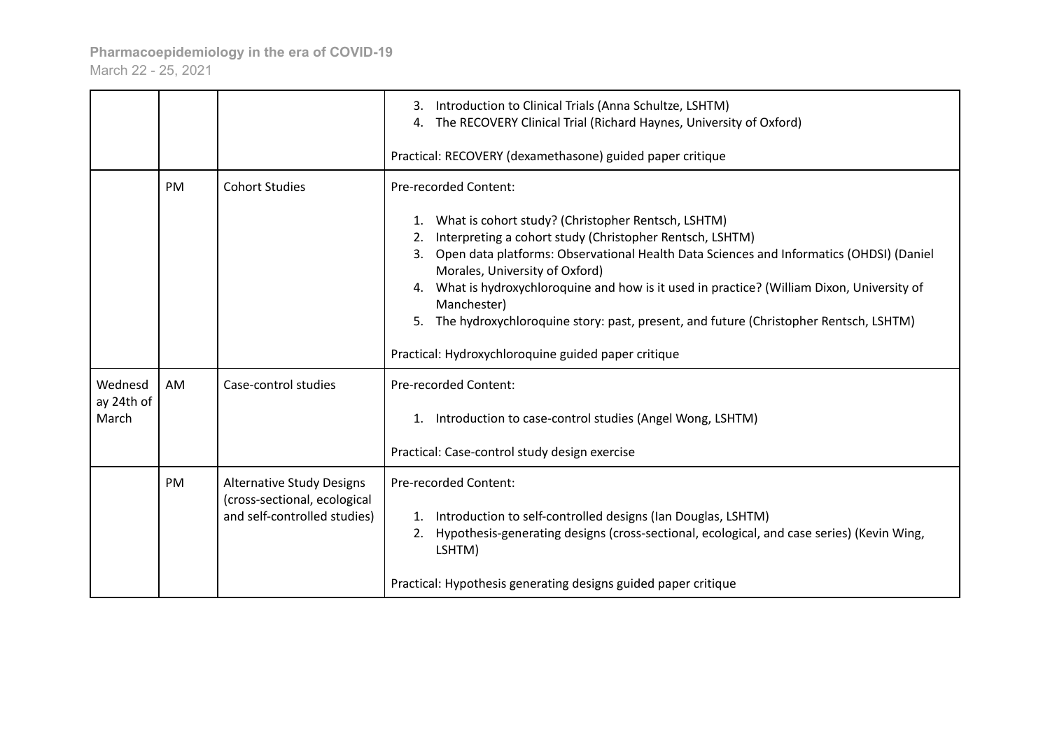| | | | |
|---|---|---|---|
| | | | 3. Introduction to Clinical Trials (Anna Schultze, LSHTM)<br>4. The RECOVERY Clinical Trial (Richard Haynes, University of Oxford)<br><br>Practical: RECOVERY (dexamethasone) guided paper critique |
| | PM | Cohort Studies | Pre-recorded Content:<br><br>1. What is cohort study? (Christopher Rentsch, LSHTM)<br>2. Interpreting a cohort study (Christopher Rentsch, LSHTM)<br>3. Open data platforms: Observational Health Data Sciences and Informatics (OHDSI) (Daniel Morales, University of Oxford)<br>4. What is hydroxychloroquine and how is it used in practice? (William Dixon, University of Manchester)<br>5. The hydroxychloroquine story: past, present, and future (Christopher Rentsch, LSHTM)<br><br>Practical: Hydroxychloroquine guided paper critique |
| Wednesday 24th of March | AM | Case-control studies | Pre-recorded Content:<br><br>1. Introduction to case-control studies (Angel Wong, LSHTM)<br><br>Practical: Case-control study design exercise |
| | PM | Alternative Study Designs (cross-sectional, ecological and self-controlled studies) | Pre-recorded Content:<br><br>1. Introduction to self-controlled designs (Ian Douglas, LSHTM)<br>2. Hypothesis-generating designs (cross-sectional, ecological, and case series) (Kevin Wing, LSHTM)<br><br>Practical: Hypothesis generating designs guided paper critique |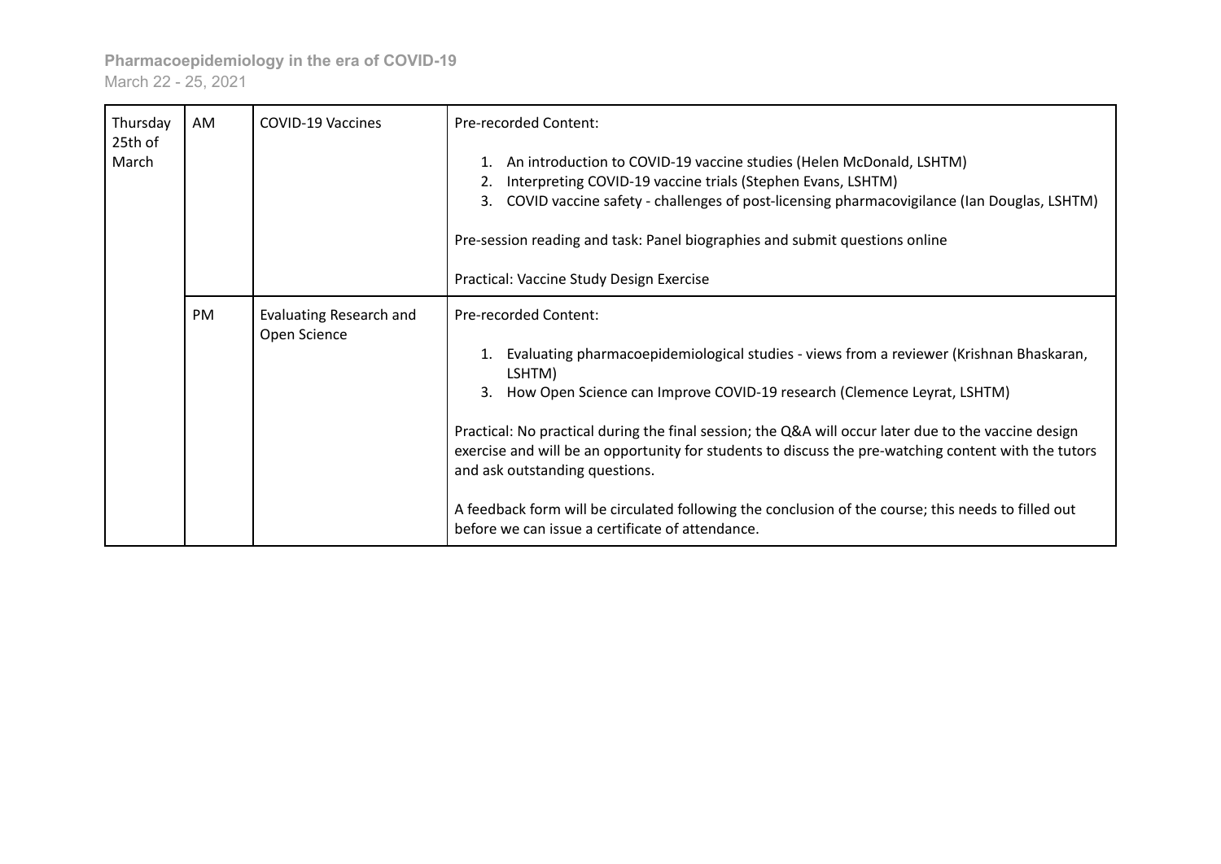| | | | |
|---|---|---|---|
| Thursday 25th of March | AM | COVID-19 Vaccines | Pre-recorded Content:<br><br>1. An introduction to COVID-19 vaccine studies (Helen McDonald, LSHTM)<br>2. Interpreting COVID-19 vaccine trials (Stephen Evans, LSHTM)<br>3. COVID vaccine safety - challenges of post-licensing pharmacovigilance (Ian Douglas, LSHTM)<br><br>Pre-session reading and task: Panel biographies and submit questions online<br><br>Practical: Vaccine Study Design Exercise |
| | PM | Evaluating Research and Open Science | Pre-recorded Content:<br><br>1. Evaluating pharmacoepidemiological studies - views from a reviewer (Krishnan Bhaskaran, LSHTM)<br>3. How Open Science can Improve COVID-19 research (Clemence Leyrat, LSHTM)<br><br>Practical: No practical during the final session; the Q&A will occur later due to the vaccine design exercise and will be an opportunity for students to discuss the pre-watching content with the tutors and ask outstanding questions.<br><br>A feedback form will be circulated following the conclusion of the course; this needs to filled out before we can issue a certificate of attendance. |